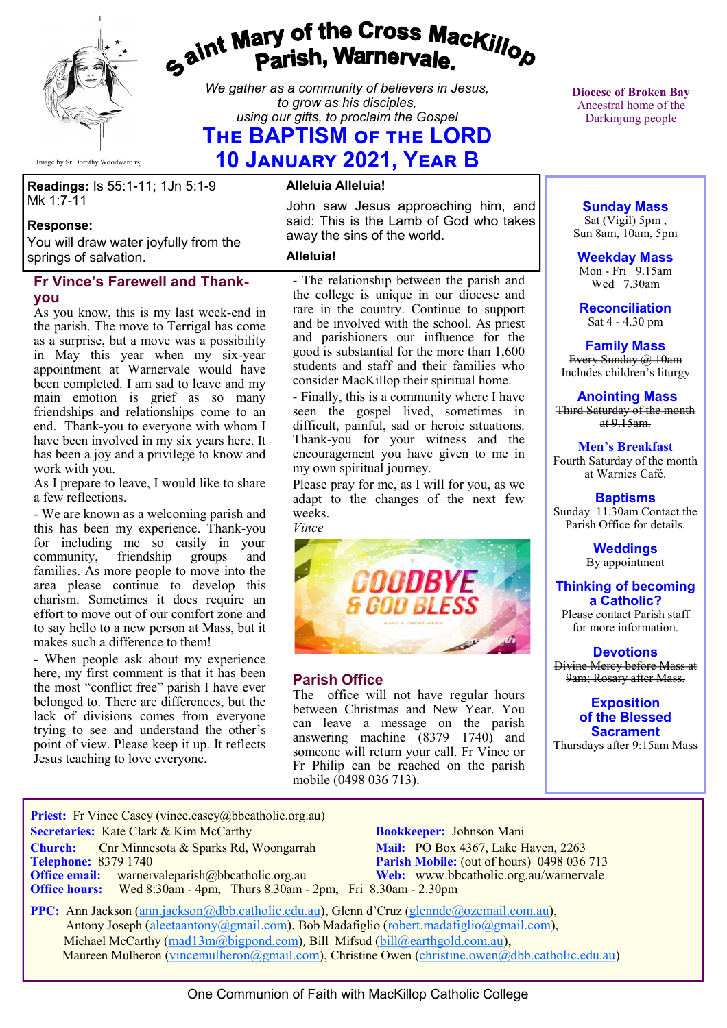# Saint Mary of the Cross MacKillop Parish, Warnervale.

Image by Sr Dorothy Woodward rsj

*We gather as a community of believers in Jesus, to grow as his disciples, using our gifts, to proclaim the Gospel*

## The Baptism of the Lord
## 10 January 2021, Year B

Diocese of Broken Bay
Ancestral home of the Darkinjung people

**Readings:** Is 55:1-11; 1Jn 5:1-9 Mk 1:7-11

**Response:**
You will draw water joyfully from the springs of salvation.

**Alleluia Alleluia!**
John saw Jesus approaching him, and said: This is the Lamb of God who takes away the sins of the world.
**Alleluia!**

### Fr Vince's Farewell and Thank-you

As you know, this is my last week-end in the parish. The move to Terrigal has come as a surprise, but a move was a possibility in May this year when my six-year appointment at Warnervale would have been completed. I am sad to leave and my main emotion is grief as so many friendships and relationships come to an end. Thank-you to everyone with whom I have been involved in my six years here. It has been a joy and a privilege to know and work with you.

As I prepare to leave, I would like to share a few reflections.

- We are known as a welcoming parish and this has been my experience. Thank-you for including me so easily in your community, friendship groups and families. As more people to move into the area please continue to develop this charism. Sometimes it does require an effort to move out of our comfort zone and to say hello to a new person at Mass, but it makes such a difference to them!

- When people ask about my experience here, my first comment is that it has been the most "conflict free" parish I have ever belonged to. There are differences, but the lack of divisions comes from everyone trying to see and understand the other's point of view. Please keep it up. It reflects Jesus teaching to love everyone.

- The relationship between the parish and the college is unique in our diocese and rare in the country. Continue to support and be involved with the school. As priest and parishioners our influence for the good is substantial for the more than 1,600 students and staff and their families who consider MacKillop their spiritual home.

- Finally, this is a community where I have seen the gospel lived, sometimes in difficult, painful, sad or heroic situations. Thank-you for your witness and the encouragement you have given to me in my own spiritual journey.

Please pray for me, as I will for you, as we adapt to the changes of the next few weeks.

*Vince*

GOODBYE & GOD BLESS

### Parish Office

The office will not have regular hours between Christmas and New Year. You can leave a message on the parish answering machine (8379 1740) and someone will return your call. Fr Vince or Fr Philip can be reached on the parish mobile (0498 036 713).

---

**Sunday Mass**
Sat (Vigil) 5pm ,
Sun 8am, 10am, 5pm

**Weekday Mass**
Mon - Fri 9.15am
Wed 7.30am

**Reconciliation**
Sat 4 - 4.30 pm

**Family Mass**
~~Every Sunday @ 10am~~
~~Includes children's liturgy~~

**Anointing Mass**
~~Third Saturday of the month at 9.15am.~~

**Men's Breakfast**
Fourth Saturday of the month at Warnies Café.

**Baptisms**
Sunday 11.30am Contact the Parish Office for details.

**Weddings**
By appointment

**Thinking of becoming a Catholic?**
Please contact Parish staff for more information.

**Devotions**
~~Divine Mercy before Mass at 9am; Rosary after Mass.~~

**Exposition of the Blessed Sacrament**
Thursdays after 9:15am Mass

---

**Priest:** Fr Vince Casey (vince.casey@bbcatholic.org.au)
**Secretaries:** Kate Clark & Kim McCarthy
**Bookkeeper:** Johnson Mani
**Church:** Cnr Minnesota & Sparks Rd, Woongarrah
**Mail:** PO Box 4367, Lake Haven, 2263
**Telephone:** 8379 1740
**Parish Mobile:** (out of hours) 0498 036 713
**Office email:** warnervaleparish@bbcatholic.org.au
**Web:** www.bbcatholic.org.au/warnervale
**Office hours:** Wed 8:30am - 4pm, Thurs 8.30am - 2pm, Fri 8.30am - 2.30pm

**PPC:** Ann Jackson (ann.jackson@dbb.catholic.edu.au), Glenn d'Cruz (glenndc@ozemail.com.au), Antony Joseph (aleetaantony@gmail.com), Bob Madafiglio (robert.madafiglio@gmail.com), Michael McCarthy (mad13m@bigpond.com), Bill Mifsud (bill@earthgold.com.au), Maureen Mulheron (vincemulheron@gmail.com), Christine Owen (christine.owen@dbb.catholic.edu.au)

One Communion of Faith with MacKillop Catholic College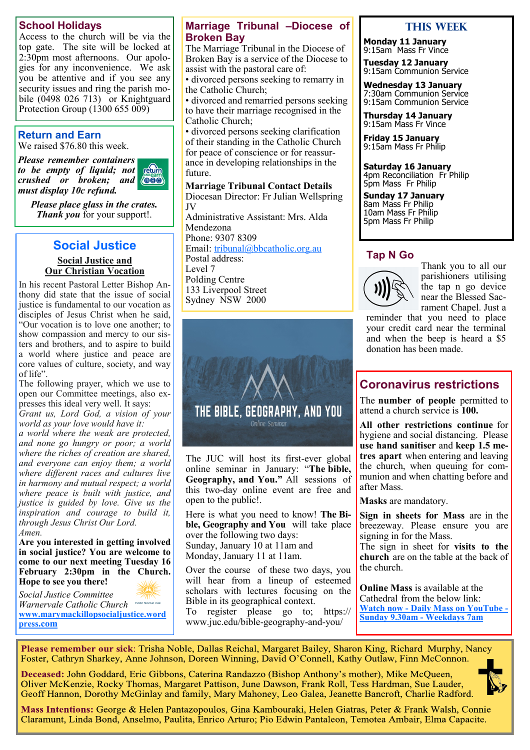## School Holidays

Access to the church will be via the top gate. The site will be locked at 2:30pm most afternoons. Our apologies for any inconvenience. We ask you be attentive and if you see any security issues and ring the parish mobile (0498 026 713) or Knightguard Protection Group (1300 655 009)

## Return and Earn

We raised $76.80 this week.

***Please remember containers to be empty of liquid; not crushed or broken; and must display 10c refund.***

***Please place glass in the crates. Thank you*** for your support!.

## Social Justice

**Social Justice and Our Christian Vocation**

In his recent Pastoral Letter Bishop Anthony did state that the issue of social justice is fundamental to our vocation as disciples of Jesus Christ when he said, "Our vocation is to love one another; to show compassion and mercy to our sisters and brothers, and to aspire to build a world where justice and peace are core values of culture, society, and way of life".

The following prayer, which we use to open our Committee meetings, also expresses this ideal very well. It says:

*Grant us, Lord God, a vision of your world as your love would have it:*
*a world where the weak are protected, and none go hungry or poor; a world where the riches of creation are shared, and everyone can enjoy them; a world where different races and cultures live in harmony and mutual respect; a world where peace is built with justice, and justice is guided by love. Give us the inspiration and courage to build it, through Jesus Christ Our Lord.*
*Amen.*

**Are you interested in getting involved in social justice? You are welcome to come to our next meeting Tuesday 16 February 2:30pm in the Church. Hope to see you there!**

*Social Justice Committee*
*Warnervale Catholic Church*
**www.marymackillopsocialjustice.wordpress.com**

## Marriage Tribunal –Diocese of Broken Bay

The Marriage Tribunal in the Diocese of Broken Bay is a service of the Diocese to assist with the pastoral care of:

- divorced persons seeking to remarry in the Catholic Church;
- divorced and remarried persons seeking to have their marriage recognised in the Catholic Church;
- divorced persons seeking clarification of their standing in the Catholic Church for peace of conscience or for reassurance in developing relationships in the future.

**Marriage Tribunal Contact Details**
Diocesan Director: Fr Julian Wellspring JV
Administrative Assistant: Mrs. Alda Mendezona
Phone: 9307 8309
Email: tribunal@bbcatholic.org.au
Postal address:
Level 7
Polding Centre
133 Liverpool Street
Sydney NSW 2000

THE BIBLE, GEOGRAPHY, AND YOU
Online Seminar

The JUC will host its first-ever global online seminar in January: "**The bible, Geography, and You.**" All sessions of this two-day online event are free and open to the public!.

Here is what you need to know! **The Bible, Geography and You** will take place over the following two days:
Sunday, January 10 at 11am and
Monday, January 11 at 11am.

Over the course of these two days, you will hear from a lineup of esteemed scholars with lectures focusing on the Bible in its geographical context.
To register please go to; https://www.juc.edu/bible-geography-and-you/

## THIS WEEK

**Monday 11 January**
9:15am Mass Fr Vince

**Tuesday 12 January**
9:15am Communion Service

**Wednesday 13 January**
7:30am Communion Service
9:15am Communion Service

**Thursday 14 January**
9:15am Mass Fr Vince

**Friday 15 January**
9:15am Mass Fr Philip

**Saturday 16 January**
4pm Reconciliation Fr Philip
5pm Mass Fr Philip

**Sunday 17 January**
8am Mass Fr Philip
10am Mass Fr Philip
5pm Mass Fr Philip

## Tap N Go

Thank you to all our parishioners utilising the tap n go device near the Blessed Sacrament Chapel. Just a reminder that you need to place your credit card near the terminal and when the beep is heard a $5 donation has been made.

## Coronavirus restrictions

The **number of people** permitted to attend a church service is **100.**

**All other restrictions continue** for hygiene and social distancing. Please **use hand sanitiser** and **keep 1.5 metres apart** when entering and leaving the church, when queuing for communion and when chatting before and after Mass.

**Masks** are mandatory.

**Sign in sheets for Mass** are in the breezeway. Please ensure you are signing in for the Mass.
The sign in sheet for **visits to the church** are on the table at the back of the church.

**Online Mass** is available at the Cathedral from the below link:
**Watch now - Daily Mass on YouTube - Sunday 9.30am - Weekdays 7am**

**Please remember our sick**: Trisha Noble, Dallas Reichal, Margaret Bailey, Sharon King, Richard Murphy, Nancy Foster, Cathryn Sharkey, Anne Johnson, Doreen Winning, David O'Connell, Kathy Outlaw, Finn McConnon.

**Deceased:** John Goddard, Eric Gibbons, Caterina Randazzo (Bishop Anthony's mother), Mike McQueen, Oliver McKenzie, Rocky Thomas, Margaret Pattison, June Dawson, Frank Roll, Tess Hardman, Sue Lauder, Geoff Hannon, Dorothy McGinlay and family, Mary Mahoney, Leo Galea, Jeanette Bancroft, Charlie Radford.

**Mass Intentions:** George & Helen Pantazopoulos, Gina Kambouraki, Helen Giatras, Peter & Frank Walsh, Connie Claramunt, Linda Bond, Anselmo, Paulita, Enrico Arturo; Pio Edwin Pantaleon, Temotea Ambair, Elma Capacite.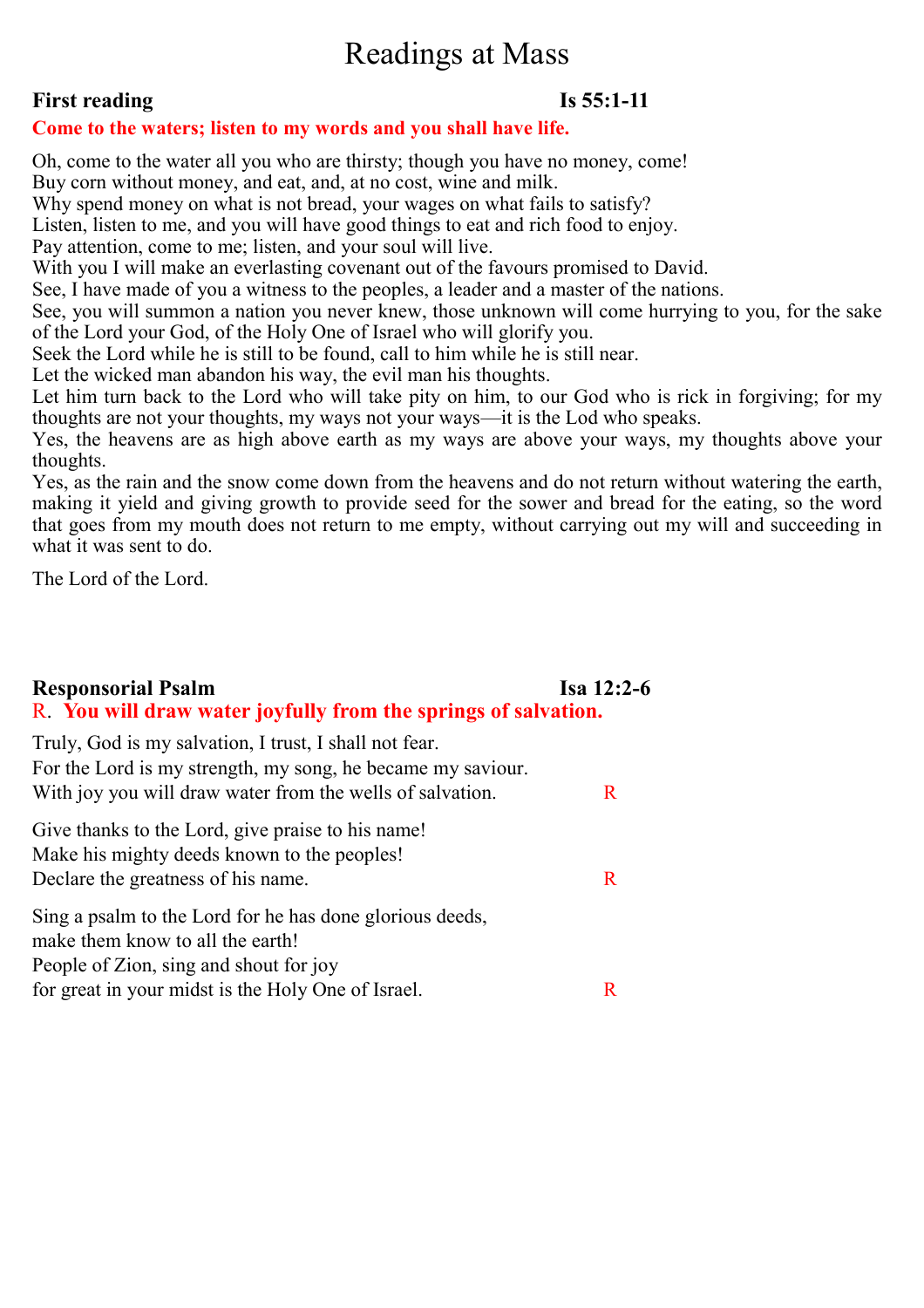# Readings at Mass

**First reading** **Is 55:1-11**

**Come to the waters; listen to my words and you shall have life.**

Oh, come to the water all you who are thirsty; though you have no money, come!
Buy corn without money, and eat, and, at no cost, wine and milk.
Why spend money on what is not bread, your wages on what fails to satisfy?
Listen, listen to me, and you will have good things to eat and rich food to enjoy.
Pay attention, come to me; listen, and your soul will live.
With you I will make an everlasting covenant out of the favours promised to David.
See, I have made of you a witness to the peoples, a leader and a master of the nations.
See, you will summon a nation you never knew, those unknown will come hurrying to you, for the sake of the Lord your God, of the Holy One of Israel who will glorify you.
Seek the Lord while he is still to be found, call to him while he is still near.
Let the wicked man abandon his way, the evil man his thoughts.
Let him turn back to the Lord who will take pity on him, to our God who is rick in forgiving; for my thoughts are not your thoughts, my ways not your ways—it is the Lod who speaks.
Yes, the heavens are as high above earth as my ways are above your ways, my thoughts above your thoughts.
Yes, as the rain and the snow come down from the heavens and do not return without watering the earth, making it yield and giving growth to provide seed for the sower and bread for the eating, so the word that goes from my mouth does not return to me empty, without carrying out my will and succeeding in what it was sent to do.

The Lord of the Lord.

**Responsorial Psalm** **Isa 12:2-6**

R. **You will draw water joyfully from the springs of salvation.**

Truly, God is my salvation, I trust, I shall not fear.
For the Lord is my strength, my song, he became my saviour.
With joy you will draw water from the wells of salvation. R

Give thanks to the Lord, give praise to his name!
Make his mighty deeds known to the peoples!
Declare the greatness of his name. R

Sing a psalm to the Lord for he has done glorious deeds,
make them know to all the earth!
People of Zion, sing and shout for joy
for great in your midst is the Holy One of Israel. R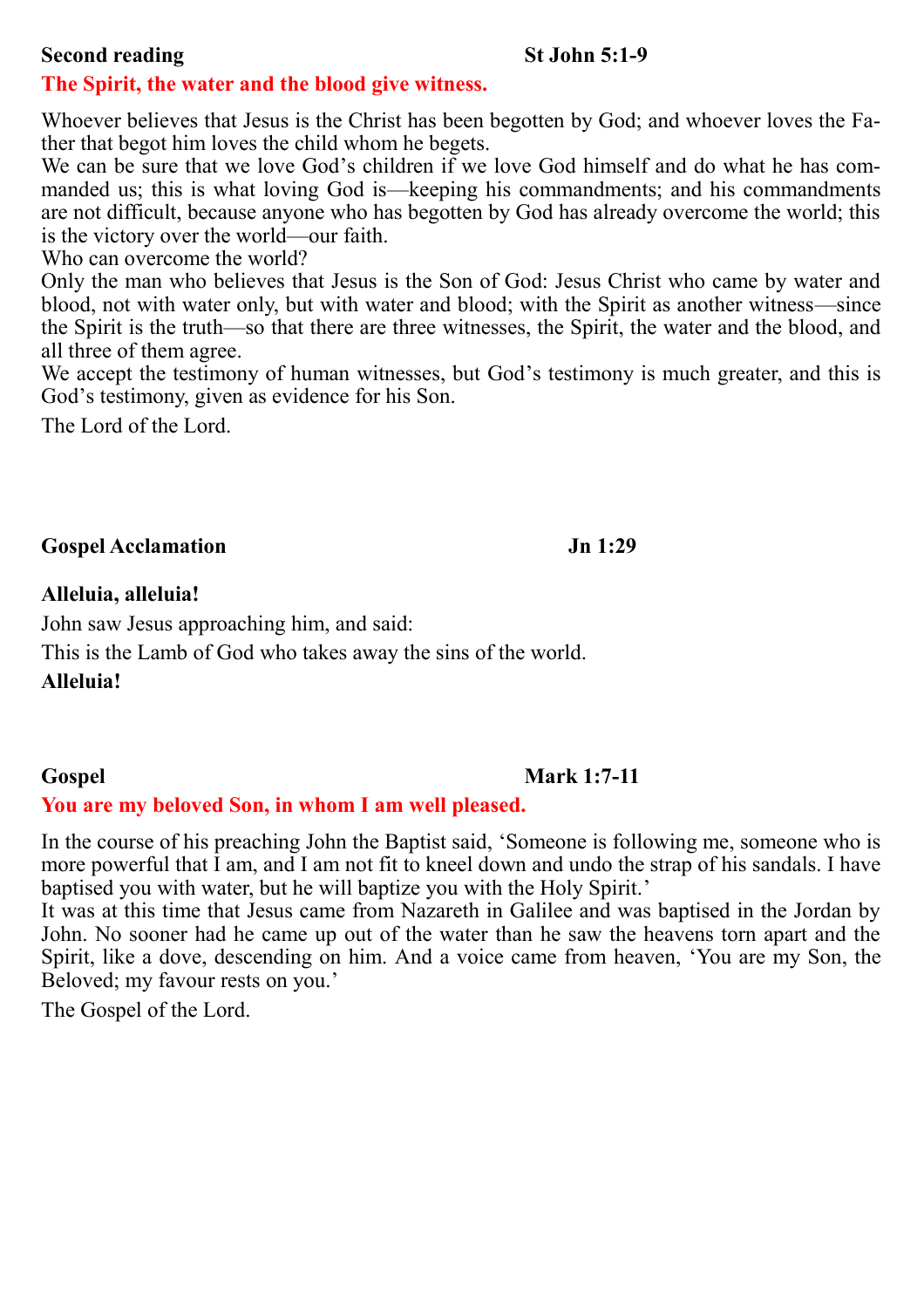**Second reading** **St John 5:1-9**

**The Spirit, the water and the blood give witness.**

Whoever believes that Jesus is the Christ has been begotten by God; and whoever loves the Father that begot him loves the child whom he begets.
We can be sure that we love God's children if we love God himself and do what he has commanded us; this is what loving God is—keeping his commandments; and his commandments are not difficult, because anyone who has begotten by God has already overcome the world; this is the victory over the world—our faith.
Who can overcome the world?
Only the man who believes that Jesus is the Son of God: Jesus Christ who came by water and blood, not with water only, but with water and blood; with the Spirit as another witness—since the Spirit is the truth—so that there are three witnesses, the Spirit, the water and the blood, and all three of them agree.
We accept the testimony of human witnesses, but God's testimony is much greater, and this is God's testimony, given as evidence for his Son.

The Lord of the Lord.

**Gospel Acclamation** **Jn 1:29**

**Alleluia, alleluia!**

John saw Jesus approaching him, and said:

This is the Lamb of God who takes away the sins of the world.

**Alleluia!**

**Gospel** **Mark 1:7-11**

**You are my beloved Son, in whom I am well pleased.**

In the course of his preaching John the Baptist said, 'Someone is following me, someone who is more powerful that I am, and I am not fit to kneel down and undo the strap of his sandals. I have baptised you with water, but he will baptize you with the Holy Spirit.'
It was at this time that Jesus came from Nazareth in Galilee and was baptised in the Jordan by John. No sooner had he came up out of the water than he saw the heavens torn apart and the Spirit, like a dove, descending on him. And a voice came from heaven, 'You are my Son, the Beloved; my favour rests on you.'

The Gospel of the Lord.